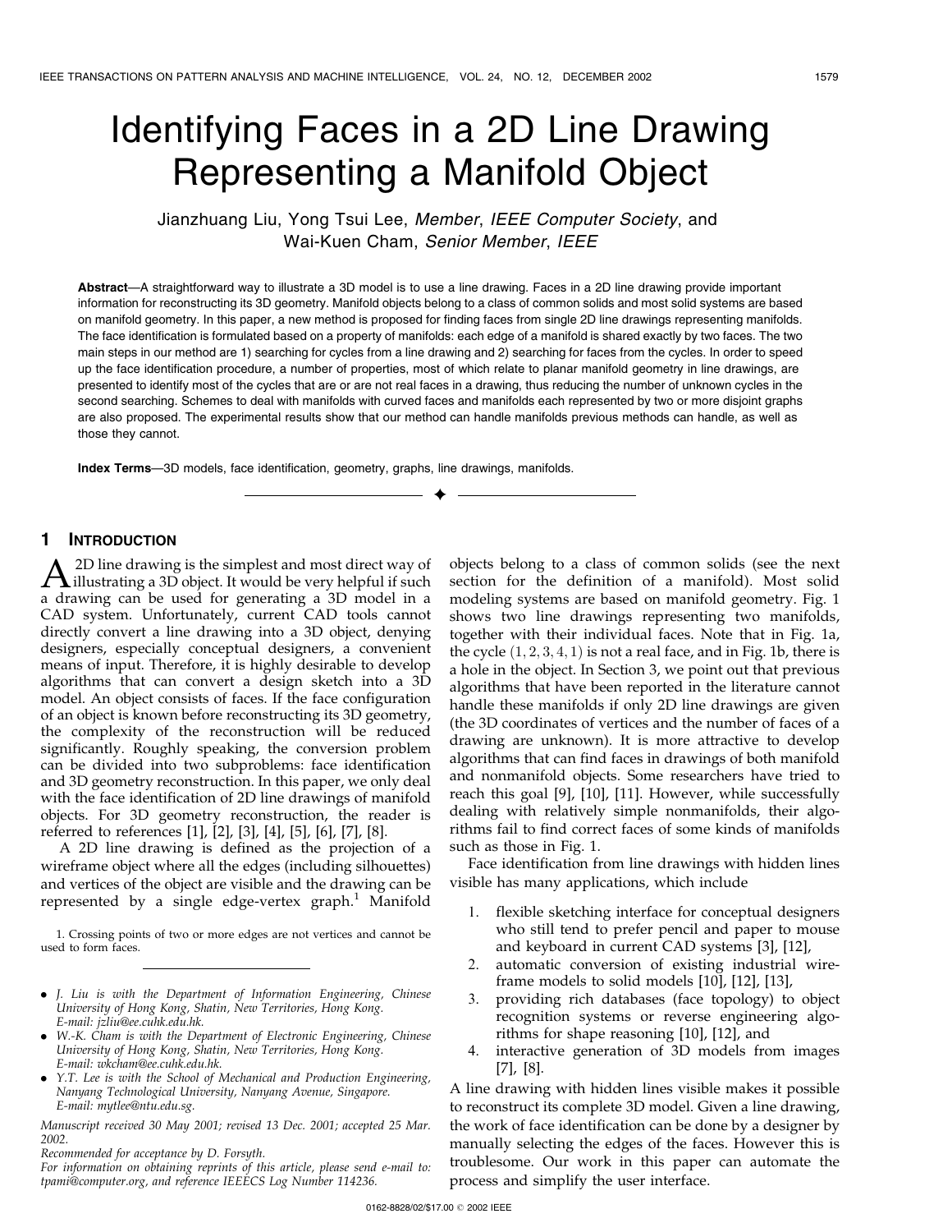# Identifying Faces in a 2D Line Drawing Representing a Manifold Object

Jianzhuang Liu, Yong Tsui Lee, *Member, IEEE Computer Society*, and Wai-Kuen Cham, *Senior Member, IEEE*

**Abstract**—A straightforward way to illustrate a 3D model is to use a line drawing. Faces in a 2D line drawing provide important information for reconstructing its 3D geometry. Manifold objects belong to a class of common solids and most solid systems are based on manifold geometry. In this paper, a new method is proposed for finding faces from single 2D line drawings representing manifolds. The face identification is formulated based on a property of manifolds: each edge of a manifold is shared exactly by two faces. The two main steps in our method are 1) searching for cycles from a line drawing and 2) searching for faces from the cycles. In order to speed up the face identification procedure, a number of properties, most of which relate to planar manifold geometry in line drawings, are presented to identify most of the cycles that are or are not real faces in a drawing, thus reducing the number of unknown cycles in the second searching. Schemes to deal with manifolds with curved faces and manifolds each represented by two or more disjoint graphs are also proposed. The experimental results show that our method can handle manifolds previous methods can handle, as well as those they cannot.

**Index Terms**—3D models, face identification, geometry, graphs, line drawings, manifolds.

## 1 Introduction

A 2D line drawing is the simplest and most direct way of illustrating a 3D object. It would be very helpful if such a drawing can be used for generating a 3D model in a CAD system. Unfortunately, current CAD tools cannot directly convert a line drawing into a 3D object, denying designers, especially conceptual designers, a convenient means of input. Therefore, it is highly desirable to develop algorithms that can convert a design sketch into a 3D model. An object consists of faces. If the face configuration of an object is known before reconstructing its 3D geometry, the complexity of the reconstruction will be reduced significantly. Roughly speaking, the conversion problem can be divided into two subproblems: face identification and 3D geometry reconstruction. In this paper, we only deal with the face identification of 2D line drawings of manifold objects. For 3D geometry reconstruction, the reader is referred to references [1], [2], [3], [4], [5], [6], [7], [8].

A 2D line drawing is defined as the projection of a wireframe object where all the edges (including silhouettes) and vertices of the object are visible and the drawing can be represented by a single edge-vertex graph.[1] Manifold objects belong to a class of common solids (see the next section for the definition of a manifold). Most solid modeling systems are based on manifold geometry. Fig. 1 shows two line drawings representing two manifolds, together with their individual faces. Note that in Fig. 1a, the cycle $(1, 2, 3, 4, 1)$ is not a real face, and in Fig. 1b, there is a hole in the object. In Section 3, we point out that previous algorithms that have been reported in the literature cannot handle these manifolds if only 2D line drawings are given (the 3D coordinates of vertices and the number of faces of a drawing are unknown). It is more attractive to develop algorithms that can find faces in drawings of both manifold and nonmanifold objects. Some researchers have tried to reach this goal [9], [10], [11]. However, while successfully dealing with relatively simple nonmanifolds, their algorithms fail to find correct faces of some kinds of manifolds such as those in Fig. 1.

Face identification from line drawings with hidden lines visible has many applications, which include

1. flexible sketching interface for conceptual designers who still tend to prefer pencil and paper to mouse and keyboard in current CAD systems [3], [12],
2. automatic conversion of existing industrial wireframe models to solid models [10], [12], [13],
3. providing rich databases (face topology) to object recognition systems or reverse engineering algorithms for shape reasoning [10], [12], and
4. interactive generation of 3D models from images [7], [8].

A line drawing with hidden lines visible makes it possible to reconstruct its complete 3D model. Given a line drawing, the work of face identification can be done by a designer by manually selecting the edges of the faces. However this is troublesome. Our work in this paper can automate the process and simplify the user interface.

1. Crossing points of two or more edges are not vertices and cannot be used to form faces.

- J. Liu is with the Department of Information Engineering, Chinese University of Hong Kong, Shatin, New Territories, Hong Kong. E-mail: jzliu@ee.cuhk.edu.hk.
- W.-K. Cham is with the Department of Electronic Engineering, Chinese University of Hong Kong, Shatin, New Territories, Hong Kong. E-mail: wkcham@ee.cuhk.edu.hk.
- Y.T. Lee is with the School of Mechanical and Production Engineering, Nanyang Technological University, Nanyang Avenue, Singapore. E-mail: mytlee@ntu.edu.sg.

*Manuscript received 30 May 2001; revised 13 Dec. 2001; accepted 25 Mar. 2002.*

*Recommended for acceptance by D. Forsyth.*

*For information on obtaining reprints of this article, please send e-mail to: tpami@computer.org, and reference IEEECS Log Number 114236.*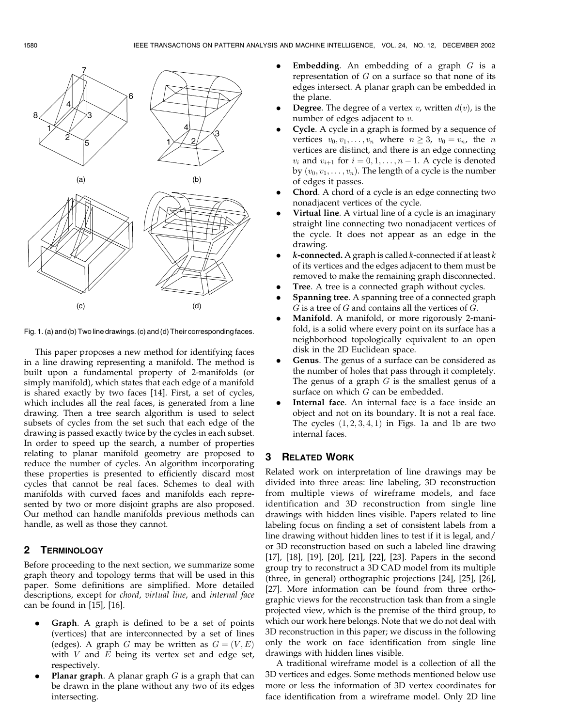Fig. 1. (a) and (b) Two line drawings. (c) and (d) Their corresponding faces.

This paper proposes a new method for identifying faces in a line drawing representing a manifold. The method is built upon a fundamental property of 2-manifolds (or simply manifold), which states that each edge of a manifold is shared exactly by two faces [14]. First, a set of cycles, which includes all the real faces, is generated from a line drawing. Then a tree search algorithm is used to select subsets of cycles from the set such that each edge of the drawing is passed exactly twice by the cycles in each subset. In order to speed up the search, a number of properties relating to planar manifold geometry are proposed to reduce the number of cycles. An algorithm incorporating these properties is presented to efficiently discard most cycles that cannot be real faces. Schemes to deal with manifolds with curved faces and manifolds each represented by two or more disjoint graphs are also proposed. Our method can handle manifolds previous methods can handle, as well as those they cannot.

## 2 Terminology

Before proceeding to the next section, we summarize some graph theory and topology terms that will be used in this paper. Some definitions are simplified. More detailed descriptions, except for *chord*, *virtual line*, and *internal face* can be found in [15], [16].

- **Graph**. A graph is defined to be a set of points (vertices) that are interconnected by a set of lines (edges). A graph $G$ may be written as $G = (V, E)$ with $V$ and $E$ being its vertex set and edge set, respectively.
- **Planar graph**. A planar graph $G$ is a graph that can be drawn in the plane without any two of its edges intersecting.
- **Embedding**. An embedding of a graph $G$ is a representation of $G$ on a surface so that none of its edges intersect. A planar graph can be embedded in the plane.
- **Degree**. The degree of a vertex $v$, written $d(v)$, is the number of edges adjacent to $v$.
- **Cycle**. A cycle in a graph is formed by a sequence of vertices $v_0, v_1, \ldots, v_n$ where $n \geq 3$, $v_0 = v_n$, the $n$ vertices are distinct, and there is an edge connecting $v_i$ and $v_{i+1}$ for $i = 0, 1, \ldots, n-1$. A cycle is denoted by $(v_0, v_1, \ldots, v_n)$. The length of a cycle is the number of edges it passes.
- **Chord**. A chord of a cycle is an edge connecting two nonadjacent vertices of the cycle.
- **Virtual line**. A virtual line of a cycle is an imaginary straight line connecting two nonadjacent vertices of the cycle. It does not appear as an edge in the drawing.
- ***k*-connected.** A graph is called $k$-connected if at least $k$ of its vertices and the edges adjacent to them must be removed to make the remaining graph disconnected.
- **Tree**. A tree is a connected graph without cycles.
- **Spanning tree**. A spanning tree of a connected graph $G$ is a tree of $G$ and contains all the vertices of $G$.
- **Manifold**. A manifold, or more rigorously 2-manifold, is a solid where every point on its surface has a neighborhood topologically equivalent to an open disk in the 2D Euclidean space.
- **Genus**. The genus of a surface can be considered as the number of holes that pass through it completely. The genus of a graph $G$ is the smallest genus of a surface on which $G$ can be embedded.
- **Internal face**. An internal face is a face inside an object and not on its boundary. It is not a real face. The cycles $(1, 2, 3, 4, 1)$ in Figs. 1a and 1b are two internal faces.

## 3 Related Work

Related work on interpretation of line drawings may be divided into three areas: line labeling, 3D reconstruction from multiple views of wireframe models, and face identification and 3D reconstruction from single line drawings with hidden lines visible. Papers related to line labeling focus on finding a set of consistent labels from a line drawing without hidden lines to test if it is legal, and/or 3D reconstruction based on such a labeled line drawing [17], [18], [19], [20], [21], [22], [23]. Papers in the second group try to reconstruct a 3D CAD model from its multiple (three, in general) orthographic projections [24], [25], [26], [27]. More information can be found from three orthographic views for the reconstruction task than from a single projected view, which is the premise of the third group, to which our work here belongs. Note that we do not deal with 3D reconstruction in this paper; we discuss in the following only the work on face identification from single line drawings with hidden lines visible.

A traditional wireframe model is a collection of all the 3D vertices and edges. Some methods mentioned below use more or less the information of 3D vertex coordinates for face identification from a wireframe model. Only 2D line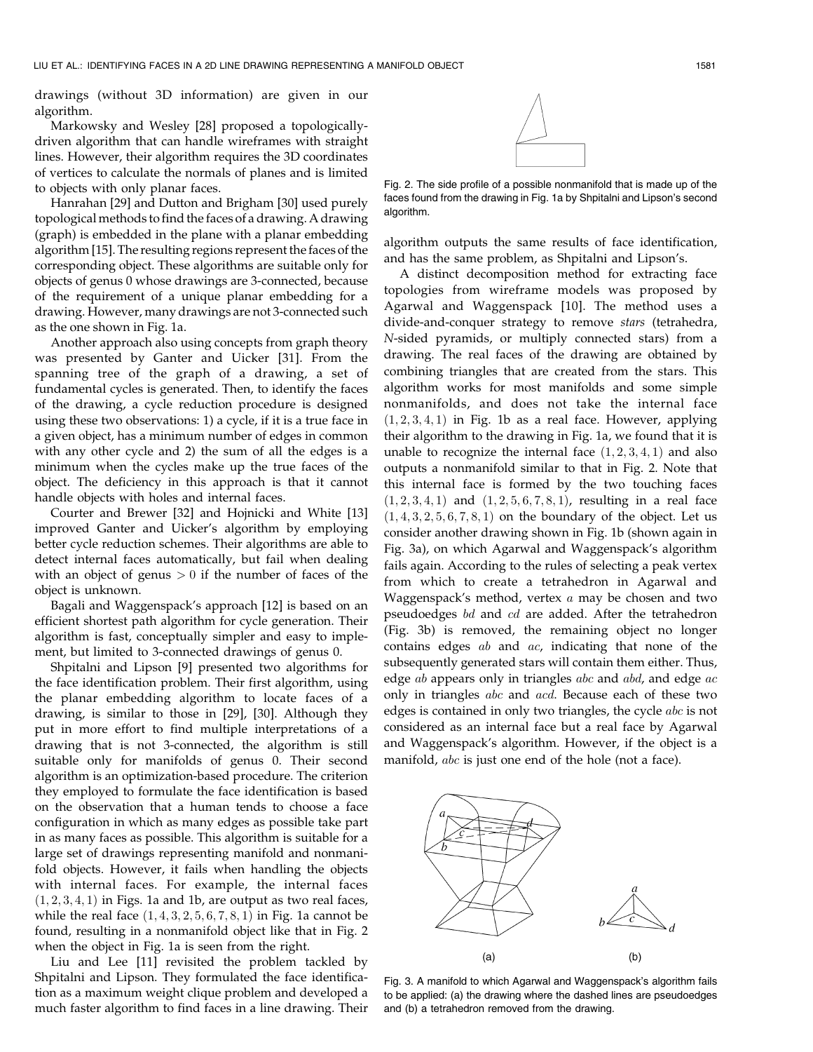drawings (without 3D information) are given in our algorithm.

Markowsky and Wesley [28] proposed a topologically-driven algorithm that can handle wireframes with straight lines. However, their algorithm requires the 3D coordinates of vertices to calculate the normals of planes and is limited to objects with only planar faces.

Hanrahan [29] and Dutton and Brigham [30] used purely topological methods to find the faces of a drawing. A drawing (graph) is embedded in the plane with a planar embedding algorithm [15]. The resulting regions represent the faces of the corresponding object. These algorithms are suitable only for objects of genus 0 whose drawings are 3-connected, because of the requirement of a unique planar embedding for a drawing. However, many drawings are not 3-connected such as the one shown in Fig. 1a.

Another approach also using concepts from graph theory was presented by Ganter and Uicker [31]. From the spanning tree of the graph of a drawing, a set of fundamental cycles is generated. Then, to identify the faces of the drawing, a cycle reduction procedure is designed using these two observations: 1) a cycle, if it is a true face in a given object, has a minimum number of edges in common with any other cycle and 2) the sum of all the edges is a minimum when the cycles make up the true faces of the object. The deficiency in this approach is that it cannot handle objects with holes and internal faces.

Courter and Brewer [32] and Hojnicki and White [13] improved Ganter and Uicker's algorithm by employing better cycle reduction schemes. Their algorithms are able to detect internal faces automatically, but fail when dealing with an object of genus $> 0$ if the number of faces of the object is unknown.

Bagali and Waggenspack's approach [12] is based on an efficient shortest path algorithm for cycle generation. Their algorithm is fast, conceptually simpler and easy to implement, but limited to 3-connected drawings of genus 0.

Shpitalni and Lipson [9] presented two algorithms for the face identification problem. Their first algorithm, using the planar embedding algorithm to locate faces of a drawing, is similar to those in [29], [30]. Although they put in more effort to find multiple interpretations of a drawing that is not 3-connected, the algorithm is still suitable only for manifolds of genus 0. Their second algorithm is an optimization-based procedure. The criterion they employed to formulate the face identification is based on the observation that a human tends to choose a face configuration in which as many edges as possible take part in as many faces as possible. This algorithm is suitable for a large set of drawings representing manifold and nonmanifold objects. However, it fails when handling the objects with internal faces. For example, the internal faces $(1, 2, 3, 4, 1)$ in Figs. 1a and 1b, are output as two real faces, while the real face $(1, 4, 3, 2, 5, 6, 7, 8, 1)$ in Fig. 1a cannot be found, resulting in a nonmanifold object like that in Fig. 2 when the object in Fig. 1a is seen from the right.

Liu and Lee [11] revisited the problem tackled by Shpitalni and Lipson. They formulated the face identification as a maximum weight clique problem and developed a much faster algorithm to find faces in a line drawing. Their algorithm outputs the same results of face identification, and has the same problem, as Shpitalni and Lipson's.

Fig. 2. The side profile of a possible nonmanifold that is made up of the faces found from the drawing in Fig. 1a by Shpitalni and Lipson's second algorithm.

A distinct decomposition method for extracting face topologies from wireframe models was proposed by Agarwal and Waggenspack [10]. The method uses a divide-and-conquer strategy to remove *stars* (tetrahedra, *N*-sided pyramids, or multiply connected stars) from a drawing. The real faces of the drawing are obtained by combining triangles that are created from the stars. This algorithm works for most manifolds and some simple nonmanifolds, and does not take the internal face $(1, 2, 3, 4, 1)$ in Fig. 1b as a real face. However, applying their algorithm to the drawing in Fig. 1a, we found that it is unable to recognize the internal face $(1, 2, 3, 4, 1)$ and also outputs a nonmanifold similar to that in Fig. 2. Note that this internal face is formed by the two touching faces $(1, 2, 3, 4, 1)$ and $(1, 2, 5, 6, 7, 8, 1)$, resulting in a real face $(1, 4, 3, 2, 5, 6, 7, 8, 1)$ on the boundary of the object. Let us consider another drawing shown in Fig. 1b (shown again in Fig. 3a), on which Agarwal and Waggenspack's algorithm fails again. According to the rules of selecting a peak vertex from which to create a tetrahedron in Agarwal and Waggenspack's method, vertex $a$ may be chosen and two pseudoedges $bd$ and $cd$ are added. After the tetrahedron (Fig. 3b) is removed, the remaining object no longer contains edges $ab$ and $ac$, indicating that none of the subsequently generated stars will contain them either. Thus, edge $ab$ appears only in triangles $abc$ and $abd$, and edge $ac$ only in triangles $abc$ and $acd$. Because each of these two edges is contained in only two triangles, the cycle $abc$ is not considered as an internal face but a real face by Agarwal and Waggenspack's algorithm. However, if the object is a manifold, $abc$ is just one end of the hole (not a face).

Fig. 3. A manifold to which Agarwal and Waggenspack's algorithm fails to be applied: (a) the drawing where the dashed lines are pseudoedges and (b) a tetrahedron removed from the drawing.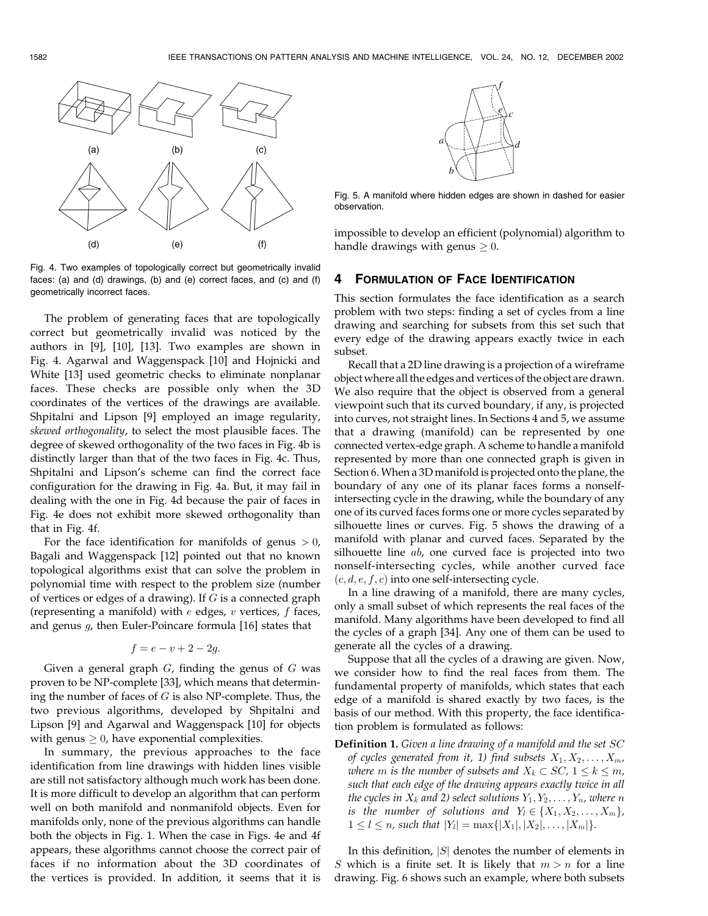Fig. 4. Two examples of topologically correct but geometrically invalid faces: (a) and (d) drawings, (b) and (e) correct faces, and (c) and (f) geometrically incorrect faces.

The problem of generating faces that are topologically correct but geometrically invalid was noticed by the authors in [9], [10], [13]. Two examples are shown in Fig. 4. Agarwal and Waggenspack [10] and Hojnicki and White [13] used geometric checks to eliminate nonplanar faces. These checks are possible only when the 3D coordinates of the vertices of the drawings are available. Shpitalni and Lipson [9] employed an image regularity, *skewed orthogonality*, to select the most plausible faces. The degree of skewed orthogonality of the two faces in Fig. 4b is distinctly larger than that of the two faces in Fig. 4c. Thus, Shpitalni and Lipson's scheme can find the correct face configuration for the drawing in Fig. 4a. But, it may fail in dealing with the one in Fig. 4d because the pair of faces in Fig. 4e does not exhibit more skewed orthogonality than that in Fig. 4f.

For the face identification for manifolds of genus $> 0$, Bagali and Waggenspack [12] pointed out that no known topological algorithms exist that can solve the problem in polynomial time with respect to the problem size (number of vertices or edges of a drawing). If $G$ is a connected graph (representing a manifold) with $e$ edges, $v$ vertices, $f$ faces, and genus $g$, then Euler-Poincare formula [16] states that

$$f = e - v + 2 - 2g.$$

Given a general graph $G$, finding the genus of $G$ was proven to be NP-complete [33], which means that determining the number of faces of $G$ is also NP-complete. Thus, the two previous algorithms, developed by Shpitalni and Lipson [9] and Agarwal and Waggenspack [10] for objects with genus $\geq 0$, have exponential complexities.

In summary, the previous approaches to the face identification from line drawings with hidden lines visible are still not satisfactory although much work has been done. It is more difficult to develop an algorithm that can perform well on both manifold and nonmanifold objects. Even for manifolds only, none of the previous algorithms can handle both the objects in Fig. 1. When the case in Figs. 4e and 4f appears, these algorithms cannot choose the correct pair of faces if no information about the 3D coordinates of the vertices is provided. In addition, it seems that it is impossible to develop an efficient (polynomial) algorithm to handle drawings with genus $\geq 0$.

Fig. 5. A manifold where hidden edges are shown in dashed for easier observation.

## 4 Formulation of Face Identification

This section formulates the face identification as a search problem with two steps: finding a set of cycles from a line drawing and searching for subsets from this set such that every edge of the drawing appears exactly twice in each subset.

Recall that a 2D line drawing is a projection of a wireframe object where all the edges and vertices of the object are drawn. We also require that the object is observed from a general viewpoint such that its curved boundary, if any, is projected into curves, not straight lines. In Sections 4 and 5, we assume that a drawing (manifold) can be represented by one connected vertex-edge graph. A scheme to handle a manifold represented by more than one connected graph is given in Section 6. When a 3D manifold is projected onto the plane, the boundary of any one of its planar faces forms a nonself-intersecting cycle in the drawing, while the boundary of any one of its curved faces forms one or more cycles separated by silhouette lines or curves. Fig. 5 shows the drawing of a manifold with planar and curved faces. Separated by the silhouette line $ab$, one curved face is projected into two nonself-intersecting cycles, while another curved face $(c, d, e, f, c)$ into one self-intersecting cycle.

In a line drawing of a manifold, there are many cycles, only a small subset of which represents the real faces of the manifold. Many algorithms have been developed to find all the cycles of a graph [34]. Any one of them can be used to generate all the cycles of a drawing.

Suppose that all the cycles of a drawing are given. Now, we consider how to find the real faces from them. The fundamental property of manifolds, which states that each edge of a manifold is shared exactly by two faces, is the basis of our method. With this property, the face identification problem is formulated as follows:

**Definition 1.** *Given a line drawing of a manifold and the set $SC$ of cycles generated from it, 1) find subsets $X_1, X_2, \ldots, X_m$, where $m$ is the number of subsets and $X_k \subset SC$, $1 \leq k \leq m$, such that each edge of the drawing appears exactly twice in all the cycles in $X_k$ and 2) select solutions $Y_1, Y_2, \ldots, Y_n$, where $n$ is the number of solutions and $Y_l \in \{X_1, X_2, \ldots, X_m\}$, $1 \leq l \leq n$, such that $|Y_l| = \max\{|X_1|, |X_2|, \ldots, |X_m|\}$.*

In this definition, $|S|$ denotes the number of elements in $S$ which is a finite set. It is likely that $m > n$ for a line drawing. Fig. 6 shows such an example, where both subsets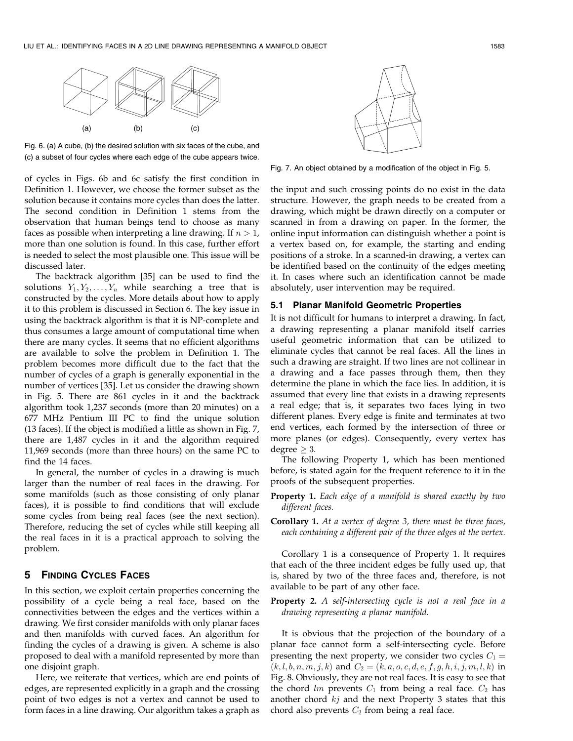Fig. 6. (a) A cube, (b) the desired solution with six faces of the cube, and (c) a subset of four cycles where each edge of the cube appears twice.

Fig. 7. An object obtained by a modification of the object in Fig. 5.

of cycles in Figs. 6b and 6c satisfy the first condition in Definition 1. However, we choose the former subset as the solution because it contains more cycles than does the latter. The second condition in Definition 1 stems from the observation that human beings tend to choose as many faces as possible when interpreting a line drawing. If $n > 1$, more than one solution is found. In this case, further effort is needed to select the most plausible one. This issue will be discussed later.

The backtrack algorithm [35] can be used to find the solutions $Y_1, Y_2, \ldots, Y_n$ while searching a tree that is constructed by the cycles. More details about how to apply it to this problem is discussed in Section 6. The key issue in using the backtrack algorithm is that it is NP-complete and thus consumes a large amount of computational time when there are many cycles. It seems that no efficient algorithms are available to solve the problem in Definition 1. The problem becomes more difficult due to the fact that the number of cycles of a graph is generally exponential in the number of vertices [35]. Let us consider the drawing shown in Fig. 5. There are 861 cycles in it and the backtrack algorithm took 1,237 seconds (more than 20 minutes) on a 677 MHz Pentium III PC to find the unique solution (13 faces). If the object is modified a little as shown in Fig. 7, there are 1,487 cycles in it and the algorithm required 11,969 seconds (more than three hours) on the same PC to find the 14 faces.

In general, the number of cycles in a drawing is much larger than the number of real faces in the drawing. For some manifolds (such as those consisting of only planar faces), it is possible to find conditions that will exclude some cycles from being real faces (see the next section). Therefore, reducing the set of cycles while still keeping all the real faces in it is a practical approach to solving the problem.

## 5 Finding Cycles Faces

In this section, we exploit certain properties concerning the possibility of a cycle being a real face, based on the connectivities between the edges and the vertices within a drawing. We first consider manifolds with only planar faces and then manifolds with curved faces. An algorithm for finding the cycles of a drawing is given. A scheme is also proposed to deal with a manifold represented by more than one disjoint graph.

Here, we reiterate that vertices, which are end points of edges, are represented explicitly in a graph and the crossing point of two edges is not a vertex and cannot be used to form faces in a line drawing. Our algorithm takes a graph as the input and such crossing points do no exist in the data structure. However, the graph needs to be created from a drawing, which might be drawn directly on a computer or scanned in from a drawing on paper. In the former, the online input information can distinguish whether a point is a vertex based on, for example, the starting and ending positions of a stroke. In a scanned-in drawing, a vertex can be identified based on the continuity of the edges meeting it. In cases where such an identification cannot be made absolutely, user intervention may be required.

### 5.1 Planar Manifold Geometric Properties

It is not difficult for humans to interpret a drawing. In fact, a drawing representing a planar manifold itself carries useful geometric information that can be utilized to eliminate cycles that cannot be real faces. All the lines in such a drawing are straight. If two lines are not collinear in a drawing and a face passes through them, then they determine the plane in which the face lies. In addition, it is assumed that every line that exists in a drawing represents a real edge; that is, it separates two faces lying in two different planes. Every edge is finite and terminates at two end vertices, each formed by the intersection of three or more planes (or edges). Consequently, every vertex has degree $\geq 3$.

The following Property 1, which has been mentioned before, is stated again for the frequent reference to it in the proofs of the subsequent properties.

**Property 1.** *Each edge of a manifold is shared exactly by two different faces.*

**Corollary 1.** *At a vertex of degree 3, there must be three faces, each containing a different pair of the three edges at the vertex.*

Corollary 1 is a consequence of Property 1. It requires that each of the three incident edges be fully used up, that is, shared by two of the three faces and, therefore, is not available to be part of any other face.

**Property 2.** *A self-intersecting cycle is not a real face in a drawing representing a planar manifold.*

It is obvious that the projection of the boundary of a planar face cannot form a self-intersecting cycle. Before presenting the next property, we consider two cycles $C_1 = (k, l, b, n, m, j, k)$ and $C_2 = (k, a, o, c, d, e, f, g, h, i, j, m, l, k)$ in Fig. 8. Obviously, they are not real faces. It is easy to see that the chord $lm$ prevents $C_1$ from being a real face. $C_2$ has another chord $kj$ and the next Property 3 states that this chord also prevents $C_2$ from being a real face.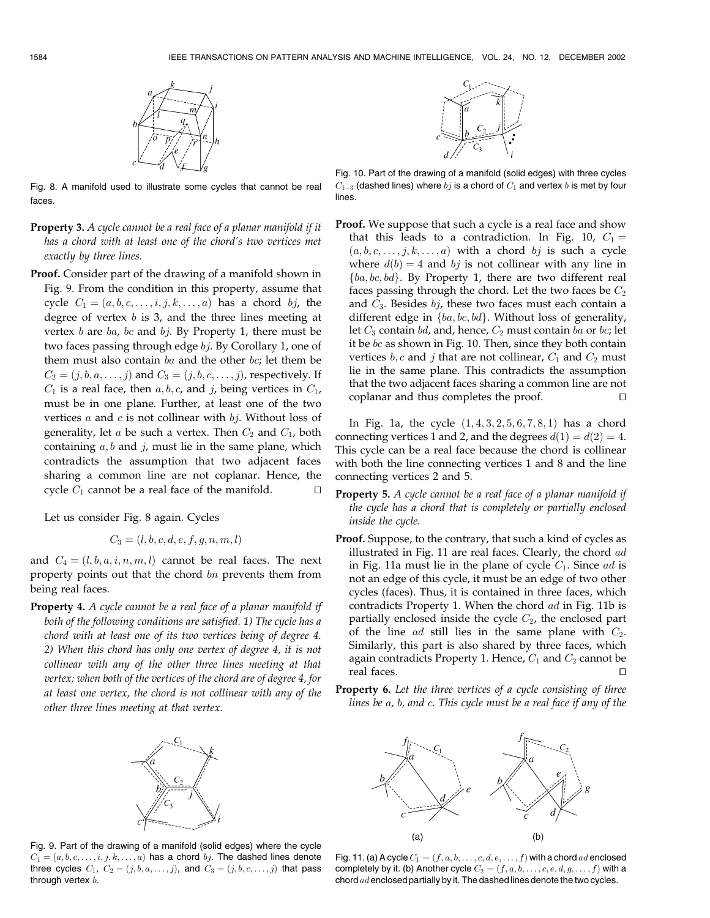Fig. 8. A manifold used to illustrate some cycles that cannot be real faces.

**Property 3.** *A cycle cannot be a real face of a planar manifold if it has a chord with at least one of the chord's two vertices met exactly by three lines.*

**Proof.** Consider part of the drawing of a manifold shown in Fig. 9. From the condition in this property, assume that cycle $C_1 = (a, b, c, \ldots, i, j, k, \ldots, a)$ has a chord $bj$, the degree of vertex $b$ is 3, and the three lines meeting at vertex $b$ are $ba$, $bc$ and $bj$. By Property 1, there must be two faces passing through edge $bj$. By Corollary 1, one of them must also contain $ba$ and the other $bc$; let them be $C_2 = (j, b, a, \ldots, j)$ and $C_3 = (j, b, c, \ldots, j)$, respectively. If $C_1$ is a real face, then $a, b, c$, and $j$, being vertices in $C_1$, must be in one plane. Further, at least one of the two vertices $a$ and $c$ is not collinear with $bj$. Without loss of generality, let $a$ be such a vertex. Then $C_2$ and $C_1$, both containing $a, b$ and $j$, must lie in the same plane, which contradicts the assumption that two adjacent faces sharing a common line are not coplanar. Hence, the cycle $C_1$ cannot be a real face of the manifold. □

Let us consider Fig. 8 again. Cycles

$$C_3 = (l, b, c, d, e, f, g, n, m, l)$$

and $C_4 = (l, b, a, i, n, m, l)$ cannot be real faces. The next property points out that the chord $bn$ prevents them from being real faces.

**Property 4.** *A cycle cannot be a real face of a planar manifold if both of the following conditions are satisfied. 1) The cycle has a chord with at least one of its two vertices being of degree 4. 2) When this chord has only one vertex of degree 4, it is not collinear with any of the other three lines meeting at that vertex; when both of the vertices of the chord are of degree 4, for at least one vertex, the chord is not collinear with any of the other three lines meeting at that vertex.*

Fig. 9. Part of the drawing of a manifold (solid edges) where the cycle $C_1 = (a, b, c, \ldots, i, j, k, \ldots, a)$ has a chord $bj$. The dashed lines denote three cycles $C_1$, $C_2 = (j, b, a, \ldots, j)$, and $C_3 = (j, b, c, \ldots, j)$ that pass through vertex $b$.

Fig. 10. Part of the drawing of a manifold (solid edges) with three cycles $C_{1-3}$ (dashed lines) where $bj$ is a chord of $C_1$ and vertex $b$ is met by four lines.

**Proof.** We suppose that such a cycle is a real face and show that this leads to a contradiction. In Fig. 10, $C_1 = (a, b, c, \ldots, j, k, \ldots, a)$ with a chord $bj$ is such a cycle where $d(b) = 4$ and $bj$ is not collinear with any line in $\{ba, bc, bd\}$. By Property 1, there are two different real faces passing through the chord. Let the two faces be $C_2$ and $C_3$. Besides $bj$, these two faces must each contain a different edge in $\{ba, bc, bd\}$. Without loss of generality, let $C_3$ contain $bd$, and, hence, $C_2$ must contain $ba$ or $bc$; let it be $bc$ as shown in Fig. 10. Then, since they both contain vertices $b, c$ and $j$ that are not collinear, $C_1$ and $C_2$ must lie in the same plane. This contradicts the assumption that the two adjacent faces sharing a common line are not coplanar and thus completes the proof. □

In Fig. 1a, the cycle $(1, 4, 3, 2, 5, 6, 7, 8, 1)$ has a chord connecting vertices 1 and 2, and the degrees $d(1) = d(2) = 4$. This cycle can be a real face because the chord is collinear with both the line connecting vertices 1 and 8 and the line connecting vertices 2 and 5.

**Property 5.** *A cycle cannot be a real face of a planar manifold if the cycle has a chord that is completely or partially enclosed inside the cycle.*

**Proof.** Suppose, to the contrary, that such a kind of cycles as illustrated in Fig. 11 are real faces. Clearly, the chord $ad$ in Fig. 11a must lie in the plane of cycle $C_1$. Since $ad$ is not an edge of this cycle, it must be an edge of two other cycles (faces). Thus, it is contained in three faces, which contradicts Property 1. When the chord $ad$ in Fig. 11b is partially enclosed inside the cycle $C_2$, the enclosed part of the line $ad$ still lies in the same plane with $C_2$. Similarly, this part is also shared by three faces, which again contradicts Property 1. Hence, $C_1$ and $C_2$ cannot be real faces. □

**Property 6.** *Let the three vertices of a cycle consisting of three lines be a, b, and c. This cycle must be a real face if any of the*

Fig. 11. (a) A cycle $C_1 = (f, a, b, \ldots, c, d, e, \ldots, f)$ with a chord $ad$ enclosed completely by it. (b) Another cycle $C_2 = (f, a, b, \ldots, c, e, d, g, \ldots, f)$ with a chord $ad$ enclosed partially by it. The dashed lines denote the two cycles.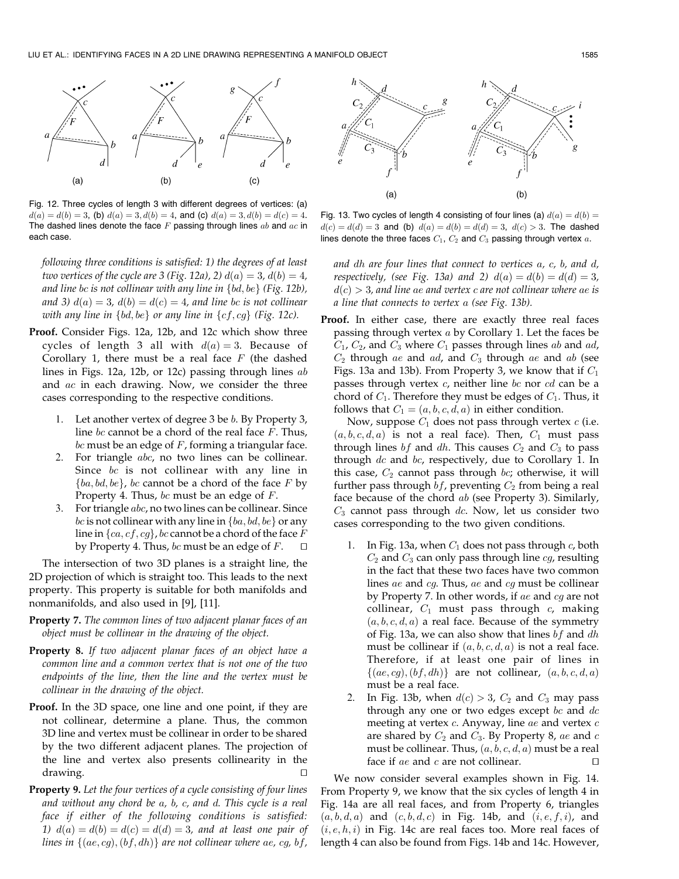Fig. 12. Three cycles of length 3 with different degrees of vertices: (a) $d(a) = d(b) = 3$, (b) $d(a) = 3, d(b) = 4$, and (c) $d(a) = 3, d(b) = d(c) = 4$. The dashed lines denote the face $F$ passing through lines $ab$ and $ac$ in each case.

*following three conditions is satisfied: 1) the degrees of at least two vertices of the cycle are 3 (Fig. 12a), 2) $d(a) = 3$, $d(b) = 4$, and line $bc$ is not collinear with any line in $\{bd, be\}$ (Fig. 12b), and 3) $d(a) = 3$, $d(b) = d(c) = 4$, and line $bc$ is not collinear with any line in $\{bd, be\}$ or any line in $\{cf, cg\}$ (Fig. 12c).*

**Proof.** Consider Figs. 12a, 12b, and 12c which show three cycles of length 3 all with $d(a) = 3$. Because of Corollary 1, there must be a real face $F$ (the dashed lines in Figs. 12a, 12b, or 12c) passing through lines $ab$ and $ac$ in each drawing. Now, we consider the three cases corresponding to the respective conditions.

1. Let another vertex of degree 3 be $b$. By Property 3, line $bc$ cannot be a chord of the real face $F$. Thus, $bc$ must be an edge of $F$, forming a triangular face.
2. For triangle $abc$, no two lines can be collinear. Since $bc$ is not collinear with any line in $\{ba, bd, be\}$, $bc$ cannot be a chord of the face $F$ by Property 4. Thus, $bc$ must be an edge of $F$.
3. For triangle $abc$, no two lines can be collinear. Since $bc$ is not collinear with any line in $\{ba, bd, be\}$ or any line in $\{ca, cf, cg\}$, $bc$ cannot be a chord of the face $F$ by Property 4. Thus, $bc$ must be an edge of $F$. □

The intersection of two 3D planes is a straight line, the 2D projection of which is straight too. This leads to the next property. This property is suitable for both manifolds and nonmanifolds, and also used in [9], [11].

**Property 7.** *The common lines of two adjacent planar faces of an object must be collinear in the drawing of the object.*

**Property 8.** *If two adjacent planar faces of an object have a common line and a common vertex that is not one of the two endpoints of the line, then the line and the vertex must be collinear in the drawing of the object.*

**Proof.** In the 3D space, one line and one point, if they are not collinear, determine a plane. Thus, the common 3D line and vertex must be collinear in order to be shared by the two different adjacent planes. The projection of the line and vertex also presents collinearity in the drawing. □

**Property 9.** *Let the four vertices of a cycle consisting of four lines and without any chord be $a$, $b$, $c$, and $d$. This cycle is a real face if either of the following conditions is satisfied: 1) $d(a) = d(b) = d(c) = d(d) = 3$, and at least one pair of lines in $\{(ae, cg), (bf, dh)\}$ are not collinear where $ae$, $cg$, $bf$, and $dh$ are four lines that connect to vertices $a$, $c$, $b$, and $d$, respectively, (see Fig. 13a) and 2) $d(a) = d(b) = d(d) = 3$, $d(c) > 3$, and line $ae$ and vertex $c$ are not collinear where $ae$ is a line that connects to vertex $a$ (see Fig. 13b).*

Fig. 13. Two cycles of length 4 consisting of four lines (a) $d(a) = d(b) = d(c) = d(d) = 3$ and (b) $d(a) = d(b) = d(d) = 3$, $d(c) > 3$. The dashed lines denote the three faces $C_1$, $C_2$ and $C_3$ passing through vertex $a$.

**Proof.** In either case, there are exactly three real faces passing through vertex $a$ by Corollary 1. Let the faces be $C_1$, $C_2$, and $C_3$ where $C_1$ passes through lines $ab$ and $ad$, $C_2$ through $ae$ and $ad$, and $C_3$ through $ae$ and $ab$ (see Figs. 13a and 13b). From Property 3, we know that if $C_1$ passes through vertex $c$, neither line $bc$ nor $cd$ can be a chord of $C_1$. Therefore they must be edges of $C_1$. Thus, it follows that $C_1 = (a, b, c, d, a)$ in either condition.

Now, suppose $C_1$ does not pass through vertex $c$ (i.e. $(a, b, c, d, a)$ is not a real face). Then, $C_1$ must pass through lines $bf$ and $dh$. This causes $C_2$ and $C_3$ to pass through $dc$ and $bc$, respectively, due to Corollary 1. In this case, $C_2$ cannot pass through $bc$; otherwise, it will further pass through $bf$, preventing $C_2$ from being a real face because of the chord $ab$ (see Property 3). Similarly, $C_3$ cannot pass through $dc$. Now, let us consider two cases corresponding to the two given conditions.

1. In Fig. 13a, when $C_1$ does not pass through $c$, both $C_2$ and $C_3$ can only pass through line $cg$, resulting in the fact that these two faces have two common lines $ae$ and $cg$. Thus, $ae$ and $cg$ must be collinear by Property 7. In other words, if $ae$ and $cg$ are not collinear, $C_1$ must pass through $c$, making $(a, b, c, d, a)$ a real face. Because of the symmetry of Fig. 13a, we can also show that lines $bf$ and $dh$ must be collinear if $(a, b, c, d, a)$ is not a real face. Therefore, if at least one pair of lines in $\{(ae, cg), (bf, dh)\}$ are not collinear, $(a, b, c, d, a)$ must be a real face.
2. In Fig. 13b, when $d(c) > 3$, $C_2$ and $C_3$ may pass through any one or two edges except $bc$ and $dc$ meeting at vertex $c$. Anyway, line $ae$ and vertex $c$ are shared by $C_2$ and $C_3$. By Property 8, $ae$ and $c$ must be collinear. Thus, $(a, b, c, d, a)$ must be a real face if $ae$ and $c$ are not collinear. □

We now consider several examples shown in Fig. 14. From Property 9, we know that the six cycles of length 4 in Fig. 14a are all real faces, and from Property 6, triangles $(a, b, d, a)$ and $(c, b, d, c)$ in Fig. 14b, and $(i, e, f, i)$, and $(i, e, h, i)$ in Fig. 14c are real faces too. More real faces of length 4 can also be found from Figs. 14b and 14c. However,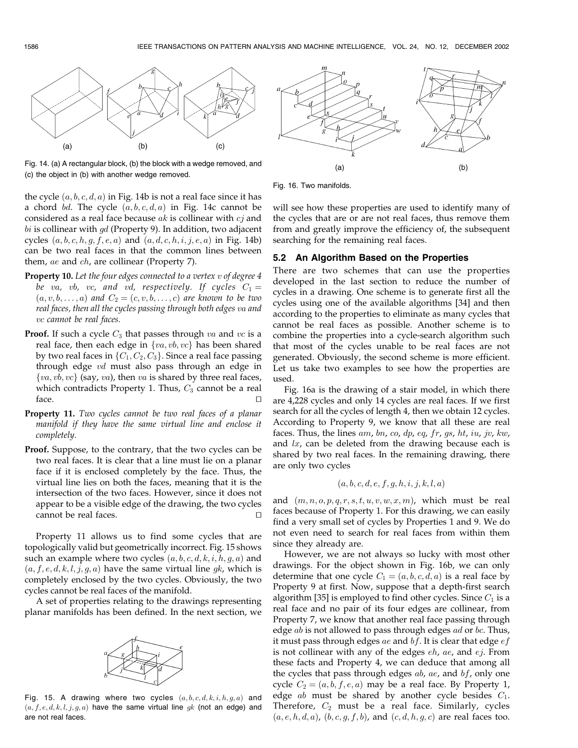Fig. 14. (a) A rectangular block, (b) the block with a wedge removed, and (c) the object in (b) with another wedge removed.

the cycle $(a, b, c, d, a)$ in Fig. 14b is not a real face since it has a chord $bd$. The cycle $(a, b, c, d, a)$ in Fig. 14c cannot be considered as a real face because $ak$ is collinear with $cj$ and $bi$ is collinear with $gd$ (Property 9). In addition, two adjacent cycles $(a, b, c, h, g, f, e, a)$ and $(a, d, c, h, i, j, e, a)$ in Fig. 14b) can be two real faces in that the common lines between them, $ae$ and $ch$, are collinear (Property 7).

**Property 10.** *Let the four edges connected to a vertex $v$ of degree 4 be $va$, $vb$, $vc$, and $vd$, respectively. If cycles $C_1 = (a, v, b, \ldots, a)$ and $C_2 = (c, v, b, \ldots, c)$ are known to be two real faces, then all the cycles passing through both edges $va$ and $vc$ cannot be real faces.*

**Proof.** If such a cycle $C_3$ that passes through $va$ and $vc$ is a real face, then each edge in $\{va, vb, vc\}$ has been shared by two real faces in $\{C_1, C_2, C_3\}$. Since a real face passing through edge $vd$ must also pass through an edge in $\{va, vb, vc\}$ (say, $va$), then $va$ is shared by three real faces, which contradicts Property 1. Thus, $C_3$ cannot be a real face. □

**Property 11.** *Two cycles cannot be two real faces of a planar manifold if they have the same virtual line and enclose it completely.*

**Proof.** Suppose, to the contrary, that the two cycles can be two real faces. It is clear that a line must lie on a planar face if it is enclosed completely by the face. Thus, the virtual line lies on both the faces, meaning that it is the intersection of the two faces. However, since it does not appear to be a visible edge of the drawing, the two cycles cannot be real faces. □

Property 11 allows us to find some cycles that are topologically valid but geometrically incorrect. Fig. 15 shows such an example where two cycles $(a, b, c, d, k, i, h, g, a)$ and $(a, f, e, d, k, l, j, g, a)$ have the same virtual line $gk$, which is completely enclosed by the two cycles. Obviously, the two cycles cannot be real faces of the manifold.

A set of properties relating to the drawings representing planar manifolds has been defined. In the next section, we will see how these properties are used to identify many of the cycles that are or are not real faces, thus remove them from and greatly improve the efficiency of, the subsequent searching for the remaining real faces.

Fig. 15. A drawing where two cycles $(a, b, c, d, k, i, h, g, a)$ and $(a, f, e, d, k, l, j, g, a)$ have the same virtual line $gk$ (not an edge) and are not real faces.

Fig. 16. Two manifolds.

### 5.2 An Algorithm Based on the Properties

There are two schemes that can use the properties developed in the last section to reduce the number of cycles in a drawing. One scheme is to generate first all the cycles using one of the available algorithms [34] and then according to the properties to eliminate as many cycles that cannot be real faces as possible. Another scheme is to combine the properties into a cycle-search algorithm such that most of the cycles unable to be real faces are not generated. Obviously, the second scheme is more efficient. Let us take two examples to see how the properties are used.

Fig. 16a is the drawing of a stair model, in which there are 4,228 cycles and only 14 cycles are real faces. If we first search for all the cycles of length 4, then we obtain 12 cycles. According to Property 9, we know that all these are real faces. Thus, the lines $am$, $bn$, $co$, $dp$, $eq$, $fr$, $gs$, $ht$, $iu$, $jv$, $kw$, and $lx$, can be deleted from the drawing because each is shared by two real faces. In the remaining drawing, there are only two cycles

$$(a, b, c, d, e, f, g, h, i, j, k, l, a)$$

and $(m, n, o, p, q, r, s, t, u, v, w, x, m)$, which must be real faces because of Property 1. For this drawing, we can easily find a very small set of cycles by Properties 1 and 9. We do not even need to search for real faces from within them since they already are.

However, we are not always so lucky with most other drawings. For the object shown in Fig. 16b, we can only determine that one cycle $C_1 = (a, b, c, d, a)$ is a real face by Property 9 at first. Now, suppose that a depth-first search algorithm [35] is employed to find other cycles. Since $C_1$ is a real face and no pair of its four edges are collinear, from Property 7, we know that another real face passing through edge $ab$ is not allowed to pass through edges $ad$ or $bc$. Thus, it must pass through edges $ae$ and $bf$. It is clear that edge $ef$ is not collinear with any of the edges $eh$, $ae$, and $ej$. From these facts and Property 4, we can deduce that among all the cycles that pass through edges $ab$, $ae$, and $bf$, only one cycle $C_2 = (a, b, f, e, a)$ may be a real face. By Property 1, edge $ab$ must be shared by another cycle besides $C_1$. Therefore, $C_2$ must be a real face. Similarly, cycles $(a, e, h, d, a)$, $(b, c, g, f, b)$, and $(c, d, h, g, c)$ are real faces too.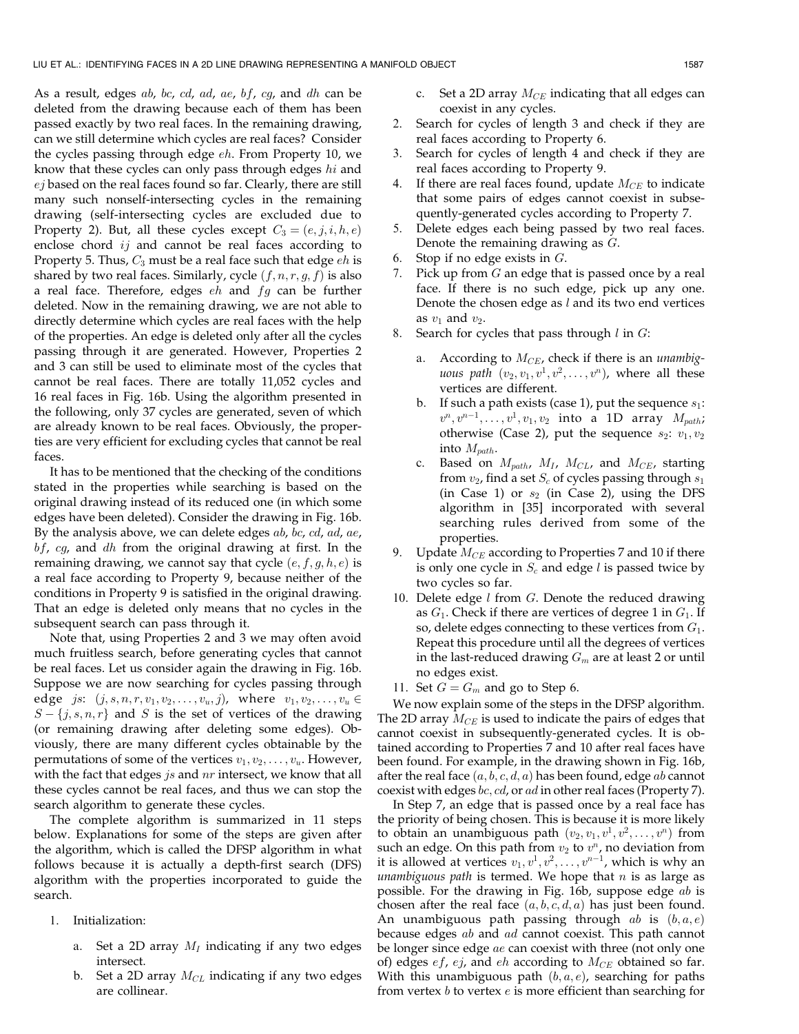As a result, edges $ab$, $bc$, $cd$, $ad$, $ae$, $bf$, $cg$, and $dh$ can be deleted from the drawing because each of them has been passed exactly by two real faces. In the remaining drawing, can we still determine which cycles are real faces? Consider the cycles passing through edge $eh$. From Property 10, we know that these cycles can only pass through edges $hi$ and $ej$ based on the real faces found so far. Clearly, there are still many such nonself-intersecting cycles in the remaining drawing (self-intersecting cycles are excluded due to Property 2). But, all these cycles except $C_3 = (e, j, i, h, e)$ enclose chord $ij$ and cannot be real faces according to Property 5. Thus, $C_3$ must be a real face such that edge $eh$ is shared by two real faces. Similarly, cycle $(f, n, r, g, f)$ is also a real face. Therefore, edges $eh$ and $fg$ can be further deleted. Now in the remaining drawing, we are not able to directly determine which cycles are real faces with the help of the properties. An edge is deleted only after all the cycles passing through it are generated. However, Properties 2 and 3 can still be used to eliminate most of the cycles that cannot be real faces. There are totally 11,052 cycles and 16 real faces in Fig. 16b. Using the algorithm presented in the following, only 37 cycles are generated, seven of which are already known to be real faces. Obviously, the properties are very efficient for excluding cycles that cannot be real faces.

It has to be mentioned that the checking of the conditions stated in the properties while searching is based on the original drawing instead of its reduced one (in which some edges have been deleted). Consider the drawing in Fig. 16b. By the analysis above, we can delete edges $ab$, $bc$, $cd$, $ad$, $ae$, $bf$, $cg$, and $dh$ from the original drawing at first. In the remaining drawing, we cannot say that cycle $(e, f, g, h, e)$ is a real face according to Property 9, because neither of the conditions in Property 9 is satisfied in the original drawing. That an edge is deleted only means that no cycles in the subsequent search can pass through it.

Note that, using Properties 2 and 3 we may often avoid much fruitless search, before generating cycles that cannot be real faces. Let us consider again the drawing in Fig. 16b. Suppose we are now searching for cycles passing through edge $js$: $(j, s, n, r, v_1, v_2, \ldots, v_u, j)$, where $v_1, v_2, \ldots, v_u \in S - \{j, s, n, r\}$ and $S$ is the set of vertices of the drawing (or remaining drawing after deleting some edges). Obviously, there are many different cycles obtainable by the permutations of some of the vertices $v_1, v_2, \ldots, v_u$. However, with the fact that edges $js$ and $nr$ intersect, we know that all these cycles cannot be real faces, and thus we can stop the search algorithm to generate these cycles.

The complete algorithm is summarized in 11 steps below. Explanations for some of the steps are given after the algorithm, which is called the DFSP algorithm in what follows because it is actually a depth-first search (DFS) algorithm with the properties incorporated to guide the search.

1. Initialization:
   a. Set a 2D array $M_I$ indicating if any two edges intersect.
   b. Set a 2D array $M_{CL}$ indicating if any two edges are collinear.
   c. Set a 2D array $M_{CE}$ indicating that all edges can coexist in any cycles.
2. Search for cycles of length 3 and check if they are real faces according to Property 6.
3. Search for cycles of length 4 and check if they are real faces according to Property 9.
4. If there are real faces found, update $M_{CE}$ to indicate that some pairs of edges cannot coexist in subsequently-generated cycles according to Property 7.
5. Delete edges each being passed by two real faces. Denote the remaining drawing as $G$.
6. Stop if no edge exists in $G$.
7. Pick up from $G$ an edge that is passed once by a real face. If there is no such edge, pick up any one. Denote the chosen edge as $l$ and its two end vertices as $v_1$ and $v_2$.
8. Search for cycles that pass through $l$ in $G$:
   a. According to $M_{CE}$, check if there is an *unambiguous path* $(v_2, v_1, v^1, v^2, \ldots, v^n)$, where all these vertices are different.
   b. If such a path exists (case 1), put the sequence $s_1$: $v^n, v^{n-1}, \ldots, v^1, v_1, v_2$ into a 1D array $M_{path}$; otherwise (Case 2), put the sequence $s_2$: $v_1, v_2$ into $M_{path}$.
   c. Based on $M_{path}$, $M_I$, $M_{CL}$, and $M_{CE}$, starting from $v_2$, find a set $S_c$ of cycles passing through $s_1$ (in Case 1) or $s_2$ (in Case 2), using the DFS algorithm in [35] incorporated with several searching rules derived from some of the properties.
9. Update $M_{CE}$ according to Properties 7 and 10 if there is only one cycle in $S_c$ and edge $l$ is passed twice by two cycles so far.
10. Delete edge $l$ from $G$. Denote the reduced drawing as $G_1$. Check if there are vertices of degree 1 in $G_1$. If so, delete edges connecting to these vertices from $G_1$. Repeat this procedure until all the degrees of vertices in the last-reduced drawing $G_m$ are at least 2 or until no edges exist.
11. Set $G = G_m$ and go to Step 6.

We now explain some of the steps in the DFSP algorithm. The 2D array $M_{CE}$ is used to indicate the pairs of edges that cannot coexist in subsequently-generated cycles. It is obtained according to Properties 7 and 10 after real faces have been found. For example, in the drawing shown in Fig. 16b, after the real face $(a, b, c, d, a)$ has been found, edge $ab$ cannot coexist with edges $bc$, $cd$, or $ad$ in other real faces (Property 7).

In Step 7, an edge that is passed once by a real face has the priority of being chosen. This is because it is more likely to obtain an unambiguous path $(v_2, v_1, v^1, v^2, \ldots, v^n)$ from such an edge. On this path from $v_2$ to $v^n$, no deviation from it is allowed at vertices $v_1, v^1, v^2, \ldots, v^{n-1}$, which is why an *unambiguous path* is termed. We hope that $n$ is as large as possible. For the drawing in Fig. 16b, suppose edge $ab$ is chosen after the real face $(a, b, c, d, a)$ has just been found. An unambiguous path passing through $ab$ is $(b, a, e)$ because edges $ab$ and $ad$ cannot coexist. This path cannot be longer since edge $ae$ can coexist with three (not only one of) edges $ef$, $ej$, and $eh$ according to $M_{CE}$ obtained so far. With this unambiguous path $(b, a, e)$, searching for paths from vertex $b$ to vertex $e$ is more efficient than searching for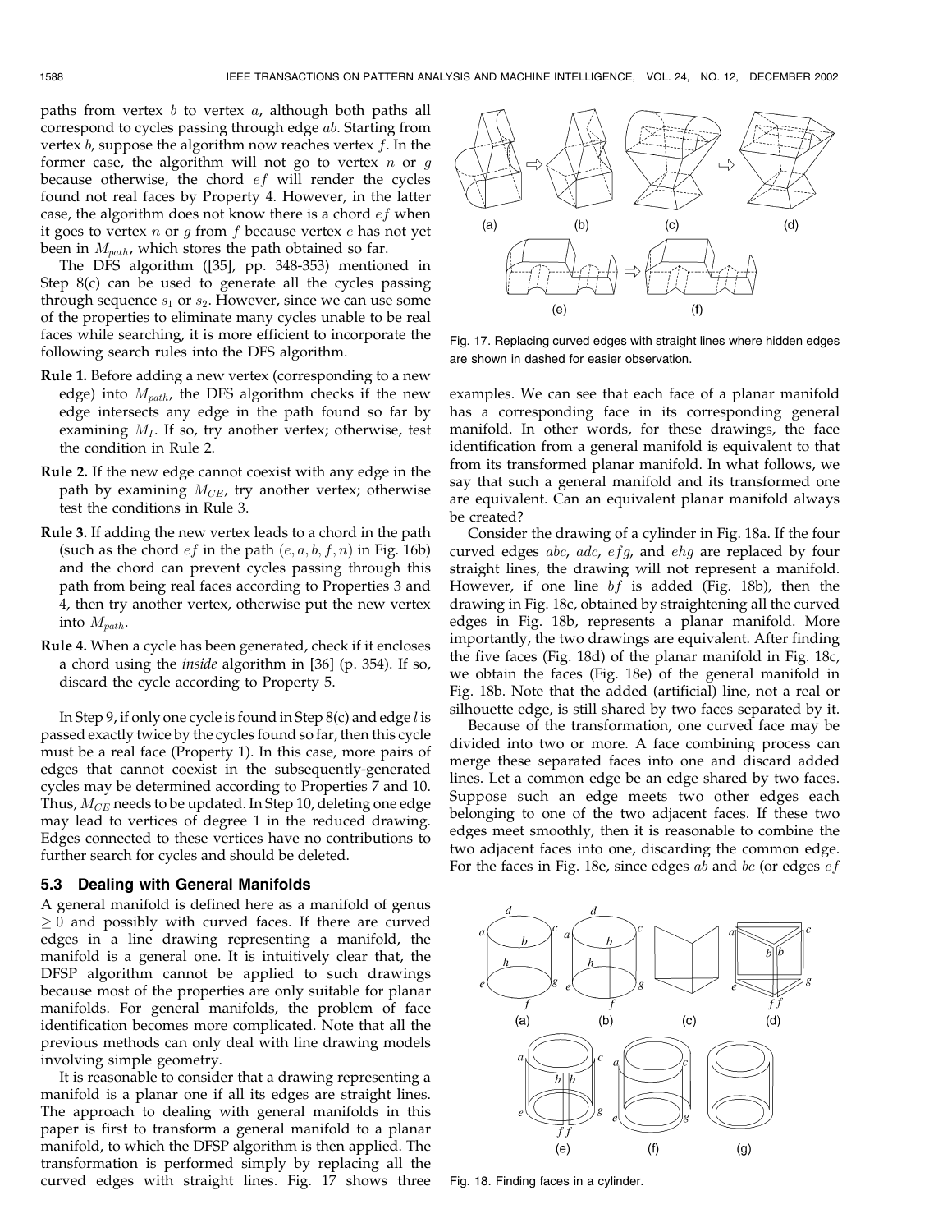paths from vertex $b$ to vertex $a$, although both paths all correspond to cycles passing through edge $ab$. Starting from vertex $b$, suppose the algorithm now reaches vertex $f$. In the former case, the algorithm will not go to vertex $n$ or $g$ because otherwise, the chord $ef$ will render the cycles found not real faces by Property 4. However, in the latter case, the algorithm does not know there is a chord $ef$ when it goes to vertex $n$ or $g$ from $f$ because vertex $e$ has not yet been in $M_{path}$, which stores the path obtained so far.

The DFS algorithm ([35], pp. 348-353) mentioned in Step 8(c) can be used to generate all the cycles passing through sequence $s_1$ or $s_2$. However, since we can use some of the properties to eliminate many cycles unable to be real faces while searching, it is more efficient to incorporate the following search rules into the DFS algorithm.

**Rule 1.** Before adding a new vertex (corresponding to a new edge) into $M_{path}$, the DFS algorithm checks if the new edge intersects any edge in the path found so far by examining $M_I$. If so, try another vertex; otherwise, test the condition in Rule 2.

**Rule 2.** If the new edge cannot coexist with any edge in the path by examining $M_{CE}$, try another vertex; otherwise test the conditions in Rule 3.

**Rule 3.** If adding the new vertex leads to a chord in the path (such as the chord $ef$ in the path $(e, a, b, f, n)$ in Fig. 16b) and the chord can prevent cycles passing through this path from being real faces according to Properties 3 and 4, then try another vertex, otherwise put the new vertex into $M_{path}$.

**Rule 4.** When a cycle has been generated, check if it encloses a chord using the *inside* algorithm in [36] (p. 354). If so, discard the cycle according to Property 5.

In Step 9, if only one cycle is found in Step 8(c) and edge $l$ is passed exactly twice by the cycles found so far, then this cycle must be a real face (Property 1). In this case, more pairs of edges that cannot coexist in the subsequently-generated cycles may be determined according to Properties 7 and 10. Thus, $M_{CE}$ needs to be updated. In Step 10, deleting one edge may lead to vertices of degree 1 in the reduced drawing. Edges connected to these vertices have no contributions to further search for cycles and should be deleted.

### 5.3 Dealing with General Manifolds

A general manifold is defined here as a manifold of genus $\geq 0$ and possibly with curved faces. If there are curved edges in a line drawing representing a manifold, the manifold is a general one. It is intuitively clear that, the DFSP algorithm cannot be applied to such drawings because most of the properties are only suitable for planar manifolds. For general manifolds, the problem of face identification becomes more complicated. Note that all the previous methods can only deal with line drawing models involving simple geometry.

It is reasonable to consider that a drawing representing a manifold is a planar one if all its edges are straight lines. The approach to dealing with general manifolds in this paper is first to transform a general manifold to a planar manifold, to which the DFSP algorithm is then applied. The transformation is performed simply by replacing all the curved edges with straight lines. Fig. 17 shows three examples. We can see that each face of a planar manifold has a corresponding face in its corresponding general manifold. In other words, for these drawings, the face identification from a general manifold is equivalent to that from its transformed planar manifold. In what follows, we say that such a general manifold and its transformed one are equivalent. Can an equivalent planar manifold always be created?

Fig. 17. Replacing curved edges with straight lines where hidden edges are shown in dashed for easier observation.

Consider the drawing of a cylinder in Fig. 18a. If the four curved edges $abc$, $adc$, $efg$, and $ehg$ are replaced by four straight lines, the drawing will not represent a manifold. However, if one line $bf$ is added (Fig. 18b), then the drawing in Fig. 18c, obtained by straightening all the curved edges in Fig. 18b, represents a planar manifold. More importantly, the two drawings are equivalent. After finding the five faces (Fig. 18d) of the planar manifold in Fig. 18c, we obtain the faces (Fig. 18e) of the general manifold in Fig. 18b. Note that the added (artificial) line, not a real or silhouette edge, is still shared by two faces separated by it.

Because of the transformation, one curved face may be divided into two or more. A face combining process can merge these separated faces into one and discard added lines. Let a common edge be an edge shared by two faces. Suppose such an edge meets two other edges each belonging to one of the two adjacent faces. If these two edges meet smoothly, then it is reasonable to combine the two adjacent faces into one, discarding the common edge. For the faces in Fig. 18e, since edges $ab$ and $bc$ (or edges $ef$

Fig. 18. Finding faces in a cylinder.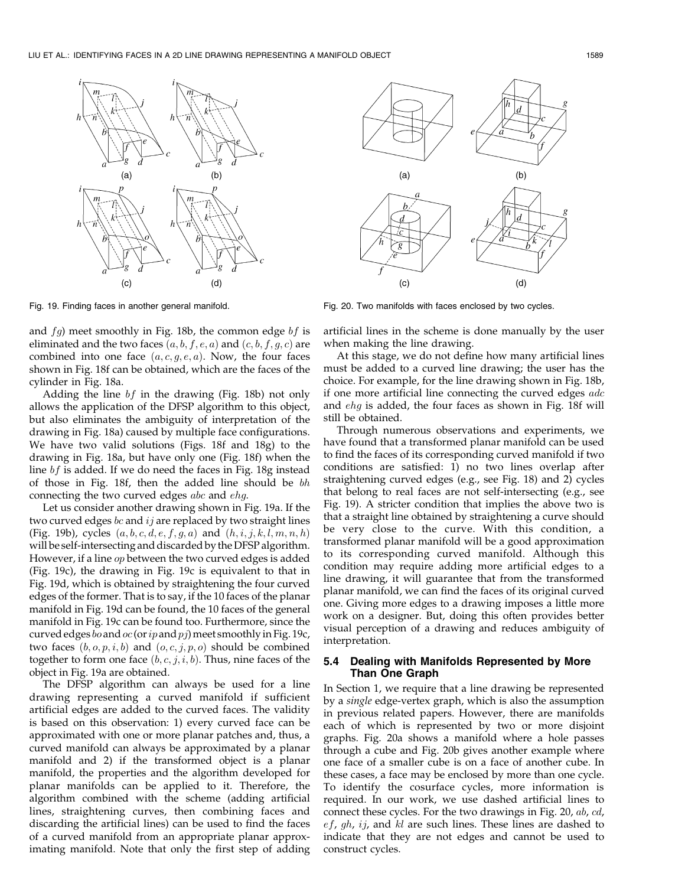Fig. 19. Finding faces in another general manifold.

Fig. 20. Two manifolds with faces enclosed by two cycles.

and $fg$) meet smoothly in Fig. 18b, the common edge $bf$ is eliminated and the two faces $(a, b, f, e, a)$ and $(c, b, f, g, c)$ are combined into one face $(a, c, g, e, a)$. Now, the four faces shown in Fig. 18f can be obtained, which are the faces of the cylinder in Fig. 18a.

Adding the line $bf$ in the drawing (Fig. 18b) not only allows the application of the DFSP algorithm to this object, but also eliminates the ambiguity of interpretation of the drawing in Fig. 18a) caused by multiple face configurations. We have two valid solutions (Figs. 18f and 18g) to the drawing in Fig. 18a, but have only one (Fig. 18f) when the line $bf$ is added. If we do need the faces in Fig. 18g instead of those in Fig. 18f, then the added line should be $bh$ connecting the two curved edges $abc$ and $ehg$.

Let us consider another drawing shown in Fig. 19a. If the two curved edges $bc$ and $ij$ are replaced by two straight lines (Fig. 19b), cycles $(a, b, c, d, e, f, g, a)$ and $(h, i, j, k, l, m, n, h)$ will be self-intersecting and discarded by the DFSP algorithm. However, if a line $op$ between the two curved edges is added (Fig. 19c), the drawing in Fig. 19c is equivalent to that in Fig. 19d, which is obtained by straightening the four curved edges of the former. That is to say, if the 10 faces of the planar manifold in Fig. 19d can be found, the 10 faces of the general manifold in Fig. 19c can be found too. Furthermore, since the curved edges $bo$ and $oc$ (or $ip$ and $pj$) meet smoothly in Fig. 19c, two faces $(b, o, p, i, b)$ and $(o, c, j, p, o)$ should be combined together to form one face $(b, c, j, i, b)$. Thus, nine faces of the object in Fig. 19a are obtained.

The DFSP algorithm can always be used for a line drawing representing a curved manifold if sufficient artificial edges are added to the curved faces. The validity is based on this observation: 1) every curved face can be approximated with one or more planar patches and, thus, a curved manifold can always be approximated by a planar manifold and 2) if the transformed object is a planar manifold, the properties and the algorithm developed for planar manifolds can be applied to it. Therefore, the algorithm combined with the scheme (adding artificial lines, straightening curves, then combining faces and discarding the artificial lines) can be used to find the faces of a curved manifold from an appropriate planar approximating manifold. Note that only the first step of adding artificial lines in the scheme is done manually by the user when making the line drawing.

At this stage, we do not define how many artificial lines must be added to a curved line drawing; the user has the choice. For example, for the line drawing shown in Fig. 18b, if one more artificial line connecting the curved edges $adc$ and $ehg$ is added, the four faces as shown in Fig. 18f will still be obtained.

Through numerous observations and experiments, we have found that a transformed planar manifold can be used to find the faces of its corresponding curved manifold if two conditions are satisfied: 1) no two lines overlap after straightening curved edges (e.g., see Fig. 18) and 2) cycles that belong to real faces are not self-intersecting (e.g., see Fig. 19). A stricter condition that implies the above two is that a straight line obtained by straightening a curve should be very close to the curve. With this condition, a transformed planar manifold will be a good approximation to its corresponding curved manifold. Although this condition may require adding more artificial edges to a line drawing, it will guarantee that from the transformed planar manifold, we can find the faces of its original curved one. Giving more edges to a drawing imposes a little more work on a designer. But, doing this often provides better visual perception of a drawing and reduces ambiguity of interpretation.

### 5.4 Dealing with Manifolds Represented by More Than One Graph

In Section 1, we require that a line drawing be represented by a *single* edge-vertex graph, which is also the assumption in previous related papers. However, there are manifolds each of which is represented by two or more disjoint graphs. Fig. 20a shows a manifold where a hole passes through a cube and Fig. 20b gives another example where one face of a smaller cube is on a face of another cube. In these cases, a face may be enclosed by more than one cycle. To identify the cosurface cycles, more information is required. In our work, we use dashed artificial lines to connect these cycles. For the two drawings in Fig. 20, $ab$, $cd$, $ef$, $gh$, $ij$, and $kl$ are such lines. These lines are dashed to indicate that they are not edges and cannot be used to construct cycles.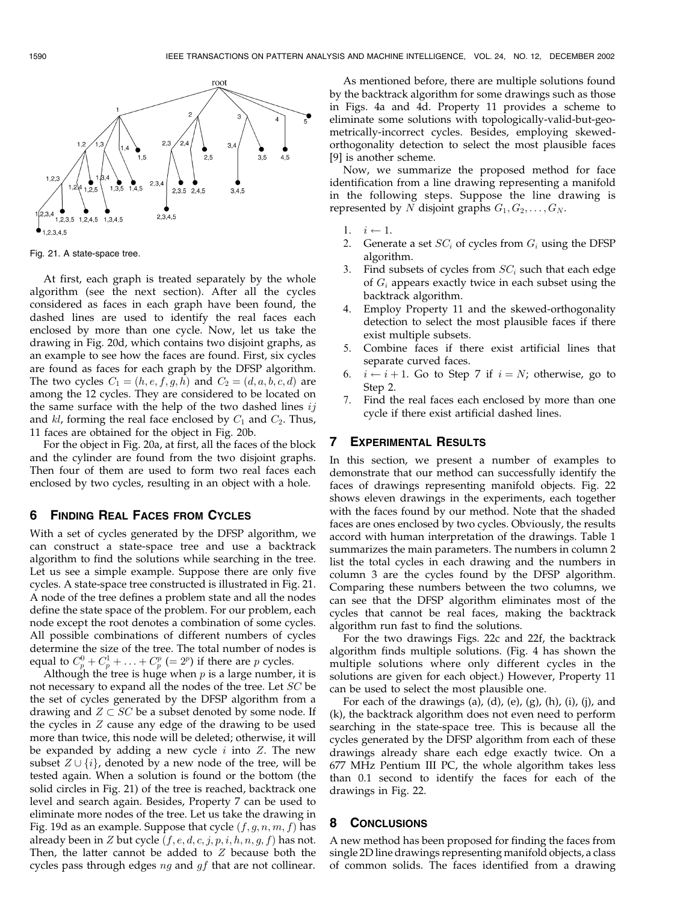Fig. 21. A state-space tree.

At first, each graph is treated separately by the whole algorithm (see the next section). After all the cycles considered as faces in each graph have been found, the dashed lines are used to identify the real faces each enclosed by more than one cycle. Now, let us take the drawing in Fig. 20d, which contains two disjoint graphs, as an example to see how the faces are found. First, six cycles are found as faces for each graph by the DFSP algorithm. The two cycles $C_1 = (h, e, f, g, h)$ and $C_2 = (d, a, b, c, d)$ are among the 12 cycles. They are considered to be located on the same surface with the help of the two dashed lines $ij$ and $kl$, forming the real face enclosed by $C_1$ and $C_2$. Thus, 11 faces are obtained for the object in Fig. 20b.

For the object in Fig. 20a, at first, all the faces of the block and the cylinder are found from the two disjoint graphs. Then four of them are used to form two real faces each enclosed by two cycles, resulting in an object with a hole.

## 6 Finding Real Faces from Cycles

With a set of cycles generated by the DFSP algorithm, we can construct a state-space tree and use a backtrack algorithm to find the solutions while searching in the tree. Let us see a simple example. Suppose there are only five cycles. A state-space tree constructed is illustrated in Fig. 21. A node of the tree defines a problem state and all the nodes define the state space of the problem. For our problem, each node except the root denotes a combination of some cycles. All possible combinations of different numbers of cycles determine the size of the tree. The total number of nodes is equal to $C_p^0 + C_p^1 + \ldots + C_p^p (= 2^p)$ if there are $p$ cycles.

Although the tree is huge when $p$ is a large number, it is not necessary to expand all the nodes of the tree. Let $SC$ be the set of cycles generated by the DFSP algorithm from a drawing and $Z \subset SC$ be a subset denoted by some node. If the cycles in $Z$ cause any edge of the drawing to be used more than twice, this node will be deleted; otherwise, it will be expanded by adding a new cycle $i$ into $Z$. The new subset $Z \cup \{i\}$, denoted by a new node of the tree, will be tested again. When a solution is found or the bottom (the solid circles in Fig. 21) of the tree is reached, backtrack one level and search again. Besides, Property 7 can be used to eliminate more nodes of the tree. Let us take the drawing in Fig. 19d as an example. Suppose that cycle $(f, g, n, m, f)$ has already been in $Z$ but cycle $(f, e, d, c, j, p, i, h, n, g, f)$ has not. Then, the latter cannot be added to $Z$ because both the cycles pass through edges $ng$ and $gf$ that are not collinear.

As mentioned before, there are multiple solutions found by the backtrack algorithm for some drawings such as those in Figs. 4a and 4d. Property 11 provides a scheme to eliminate some solutions with topologically-valid-but-geometrically-incorrect cycles. Besides, employing skewed-orthogonality detection to select the most plausible faces [9] is another scheme.

Now, we summarize the proposed method for face identification from a line drawing representing a manifold in the following steps. Suppose the line drawing is represented by $N$ disjoint graphs $G_1, G_2, \ldots, G_N$.

1. $i \leftarrow 1$.
2. Generate a set $SC_i$ of cycles from $G_i$ using the DFSP algorithm.
3. Find subsets of cycles from $SC_i$ such that each edge of $G_i$ appears exactly twice in each subset using the backtrack algorithm.
4. Employ Property 11 and the skewed-orthogonality detection to select the most plausible faces if there exist multiple subsets.
5. Combine faces if there exist artificial lines that separate curved faces.
6. $i \leftarrow i + 1$. Go to Step 7 if $i = N$; otherwise, go to Step 2.
7. Find the real faces each enclosed by more than one cycle if there exist artificial dashed lines.

## 7 Experimental Results

In this section, we present a number of examples to demonstrate that our method can successfully identify the faces of drawings representing manifold objects. Fig. 22 shows eleven drawings in the experiments, each together with the faces found by our method. Note that the shaded faces are ones enclosed by two cycles. Obviously, the results accord with human interpretation of the drawings. Table 1 summarizes the main parameters. The numbers in column 2 list the total cycles in each drawing and the numbers in column 3 are the cycles found by the DFSP algorithm. Comparing these numbers between the two columns, we can see that the DFSP algorithm eliminates most of the cycles that cannot be real faces, making the backtrack algorithm run fast to find the solutions.

For the two drawings Figs. 22c and 22f, the backtrack algorithm finds multiple solutions. (Fig. 4 has shown the multiple solutions where only different cycles in the solutions are given for each object.) However, Property 11 can be used to select the most plausible one.

For each of the drawings (a), (d), (e), (g), (h), (i), (j), and (k), the backtrack algorithm does not even need to perform searching in the state-space tree. This is because all the cycles generated by the DFSP algorithm from each of these drawings already share each edge exactly twice. On a 677 MHz Pentium III PC, the whole algorithm takes less than 0.1 second to identify the faces for each of the drawings in Fig. 22.

## 8 Conclusions

A new method has been proposed for finding the faces from single 2D line drawings representing manifold objects, a class of common solids. The faces identified from a drawing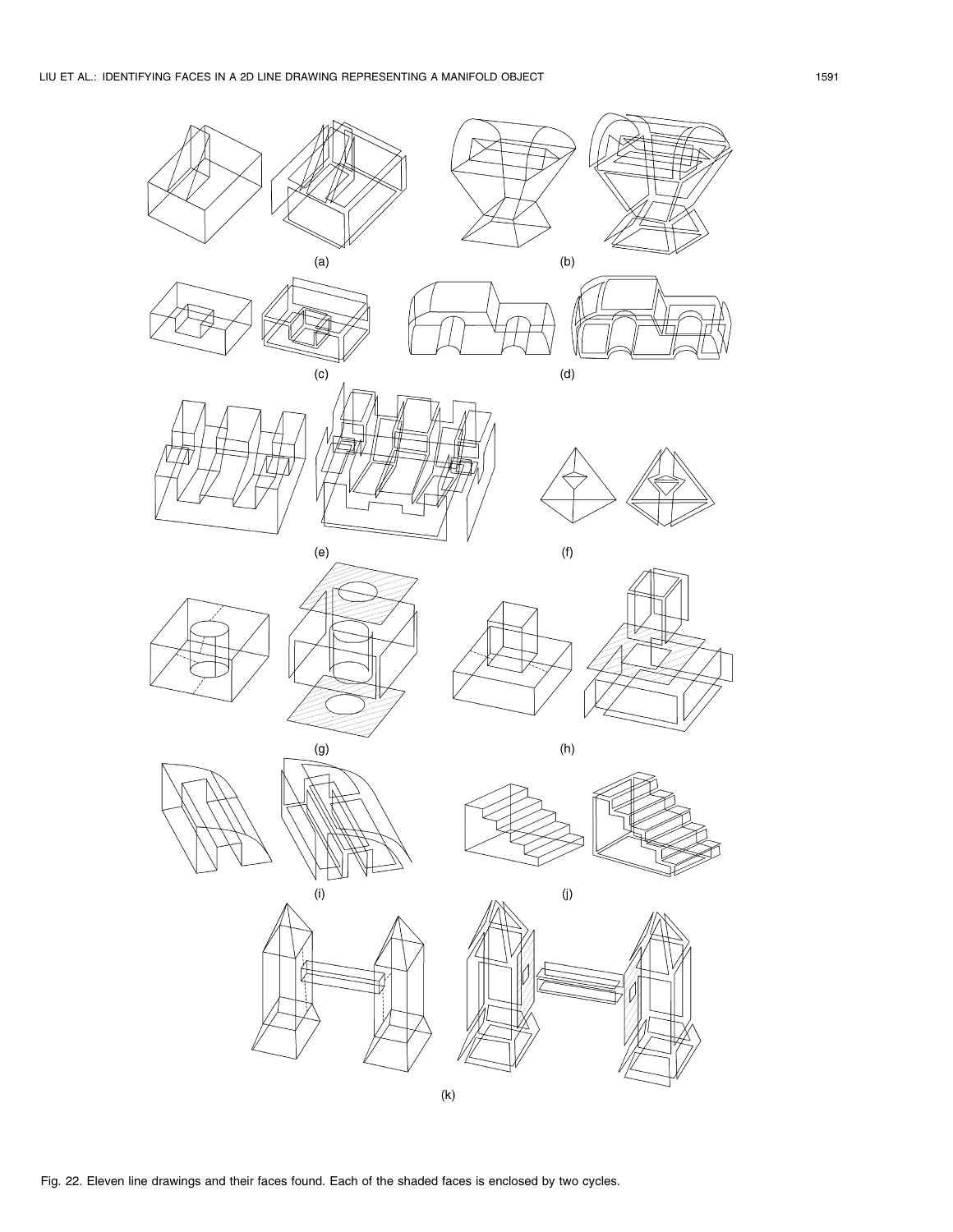(a)

(b)

(c)

(d)

(e)

(f)

(g)

(h)

(i)

(j)

(k)

Fig. 22. Eleven line drawings and their faces found. Each of the shaded faces is enclosed by two cycles.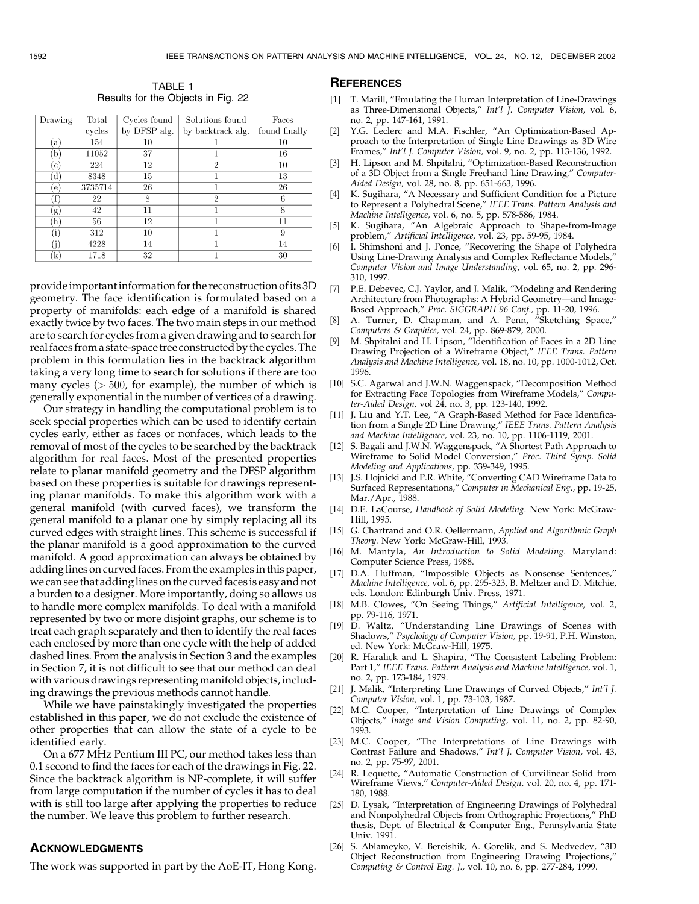TABLE 1
Results for the Objects in Fig. 22

| Drawing | Total cycles | Cycles found by DFSP alg. | Solutions found by backtrack alg. | Faces found finally |
|---|---|---|---|---|
| (a) | 154 | 10 | 1 | 10 |
| (b) | 11052 | 37 | 1 | 16 |
| (c) | 224 | 12 | 2 | 10 |
| (d) | 8348 | 15 | 1 | 13 |
| (e) | 3735714 | 26 | 1 | 26 |
| (f) | 22 | 8 | 2 | 6 |
| (g) | 42 | 11 | 1 | 8 |
| (h) | 56 | 12 | 1 | 11 |
| (i) | 312 | 10 | 1 | 9 |
| (j) | 4228 | 14 | 1 | 14 |
| (k) | 1718 | 32 | 1 | 30 |

provide important information for the reconstruction of its 3D geometry. The face identification is formulated based on a property of manifolds: each edge of a manifold is shared exactly twice by two faces. The two main steps in our method are to search for cycles from a given drawing and to search for real faces from a state-space tree constructed by the cycles. The problem in this formulation lies in the backtrack algorithm taking a very long time to search for solutions if there are too many cycles ($> 500$, for example), the number of which is generally exponential in the number of vertices of a drawing.

Our strategy in handling the computational problem is to seek special properties which can be used to identify certain cycles early, either as faces or nonfaces, which leads to the removal of most of the cycles to be searched by the backtrack algorithm for real faces. Most of the presented properties relate to planar manifold geometry and the DFSP algorithm based on these properties is suitable for drawings representing planar manifolds. To make this algorithm work with a general manifold (with curved faces), we transform the general manifold to a planar one by simply replacing all its curved edges with straight lines. This scheme is successful if the planar manifold is a good approximation to the curved manifold. A good approximation can always be obtained by adding lines on curved faces. From the examples in this paper, we can see that adding lines on the curved faces is easy and not a burden to a designer. More importantly, doing so allows us to handle more complex manifolds. To deal with a manifold represented by two or more disjoint graphs, our scheme is to treat each graph separately and then to identify the real faces each enclosed by more than one cycle with the help of added dashed lines. From the analysis in Section 3 and the examples in Section 7, it is not difficult to see that our method can deal with various drawings representing manifold objects, including drawings the previous methods cannot handle.

While we have painstakingly investigated the properties established in this paper, we do not exclude the existence of other properties that can allow the state of a cycle to be identified early.

On a 677 MHz Pentium III PC, our method takes less than 0.1 second to find the faces for each of the drawings in Fig. 22. Since the backtrack algorithm is NP-complete, it will suffer from large computation if the number of cycles it has to deal with is still too large after applying the properties to reduce the number. We leave this problem to further research.

## Acknowledgments

The work was supported in part by the AoE-IT, Hong Kong.

## References

[1] T. Marill, "Emulating the Human Interpretation of Line-Drawings as Three-Dimensional Objects," *Int'l J. Computer Vision,* vol. 6, no. 2, pp. 147-161, 1991.

[2] Y.G. Leclerc and M.A. Fischler, "An Optimization-Based Approach to the Interpretation of Single Line Drawings as 3D Wire Frames," *Int'l J. Computer Vision,* vol. 9, no. 2, pp. 113-136, 1992.

[3] H. Lipson and M. Shpitalni, "Optimization-Based Reconstruction of a 3D Object from a Single Freehand Line Drawing," *Computer-Aided Design,* vol. 28, no. 8, pp. 651-663, 1996.

[4] K. Sugihara, "A Necessary and Sufficient Condition for a Picture to Represent a Polyhedral Scene," *IEEE Trans. Pattern Analysis and Machine Intelligence,* vol. 6, no. 5, pp. 578-586, 1984.

[5] K. Sugihara, "An Algebraic Approach to Shape-from-Image problem," *Artificial Intelligence,* vol. 23, pp. 59-95, 1984.

[6] I. Shimshoni and J. Ponce, "Recovering the Shape of Polyhedra Using Line-Drawing Analysis and Complex Reflectance Models," *Computer Vision and Image Understanding,* vol. 65, no. 2, pp. 296-310, 1997.

[7] P.E. Debevec, C.J. Taylor, and J. Malik, "Modeling and Rendering Architecture from Photographs: A Hybrid Geometry—and Image-Based Approach," *Proc. SIGGRAPH 96 Conf.,* pp. 11-20, 1996.

[8] A. Turner, D. Chapman, and A. Penn, "Sketching Space," *Computers & Graphics,* vol. 24, pp. 869-879, 2000.

[9] M. Shpitalni and H. Lipson, "Identification of Faces in a 2D Line Drawing Projection of a Wireframe Object," *IEEE Trans. Pattern Analysis and Machine Intelligence,* vol. 18, no. 10, pp. 1000-1012, Oct. 1996.

[10] S.C. Agarwal and J.W.N. Waggenspack, "Decomposition Method for Extracting Face Topologies from Wireframe Models," *Computer-Aided Design,* vol 24, no. 3, pp. 123-140, 1992.

[11] J. Liu and Y.T. Lee, "A Graph-Based Method for Face Identification from a Single 2D Line Drawing," *IEEE Trans. Pattern Analysis and Machine Intelligence,* vol. 23, no. 10, pp. 1106-1119, 2001.

[12] S. Bagali and J.W.N. Waggenspack, "A Shortest Path Approach to Wireframe to Solid Model Conversion," *Proc. Third Symp. Solid Modeling and Applications,* pp. 339-349, 1995.

[13] J.S. Hojnicki and P.R. White, "Converting CAD Wireframe Data to Surfaced Representations," *Computer in Mechanical Eng.,* pp. 19-25, Mar./Apr., 1988.

[14] D.E. LaCourse, *Handbook of Solid Modeling.* New York: McGraw-Hill, 1995.

[15] G. Chartrand and O.R. Oellermann, *Applied and Algorithmic Graph Theory.* New York: McGraw-Hill, 1993.

[16] M. Mantyla, *An Introduction to Solid Modeling.* Maryland: Computer Science Press, 1988.

[17] D.A. Huffman, "Impossible Objects as Nonsense Sentences," *Machine Intelligence,* vol. 6, pp. 295-323, B. Meltzer and D. Mitchie, eds. London: Edinburgh Univ. Press, 1971.

[18] M.B. Clowes, "On Seeing Things," *Artificial Intelligence,* vol. 2, pp. 79-116, 1971.

[19] D. Waltz, "Understanding Line Drawings of Scenes with Shadows," *Psychology of Computer Vision,* pp. 19-91, P.H. Winston, ed. New York: McGraw-Hill, 1975.

[20] R. Haralick and L. Shapira, "The Consistent Labeling Problem: Part 1," *IEEE Trans. Pattern Analysis and Machine Intelligence,* vol. 1, no. 2, pp. 173-184, 1979.

[21] J. Malik, "Interpreting Line Drawings of Curved Objects," *Int'l J. Computer Vision,* vol. 1, pp. 73-103, 1987.

[22] M.C. Cooper, "Interpretation of Line Drawings of Complex Objects," *Image and Vision Computing,* vol. 11, no. 2, pp. 82-90, 1993.

[23] M.C. Cooper, "The Interpretations of Line Drawings with Contrast Failure and Shadows," *Int'l J. Computer Vision,* vol. 43, no. 2, pp. 75-97, 2001.

[24] R. Lequette, "Automatic Construction of Curvilinear Solid from Wireframe Views," *Computer-Aided Design,* vol. 20, no. 4, pp. 171-180, 1988.

[25] D. Lysak, "Interpretation of Engineering Drawings of Polyhedral and Nonpolyhedral Objects from Orthographic Projections," PhD thesis, Dept. of Electrical & Computer Eng., Pennsylvania State Univ. 1991.

[26] S. Ablameyko, V. Bereishik, A. Gorelik, and S. Medvedev, "3D Object Reconstruction from Engineering Drawing Projections," *Computing & Control Eng. J.,* vol. 10, no. 6, pp. 277-284, 1999.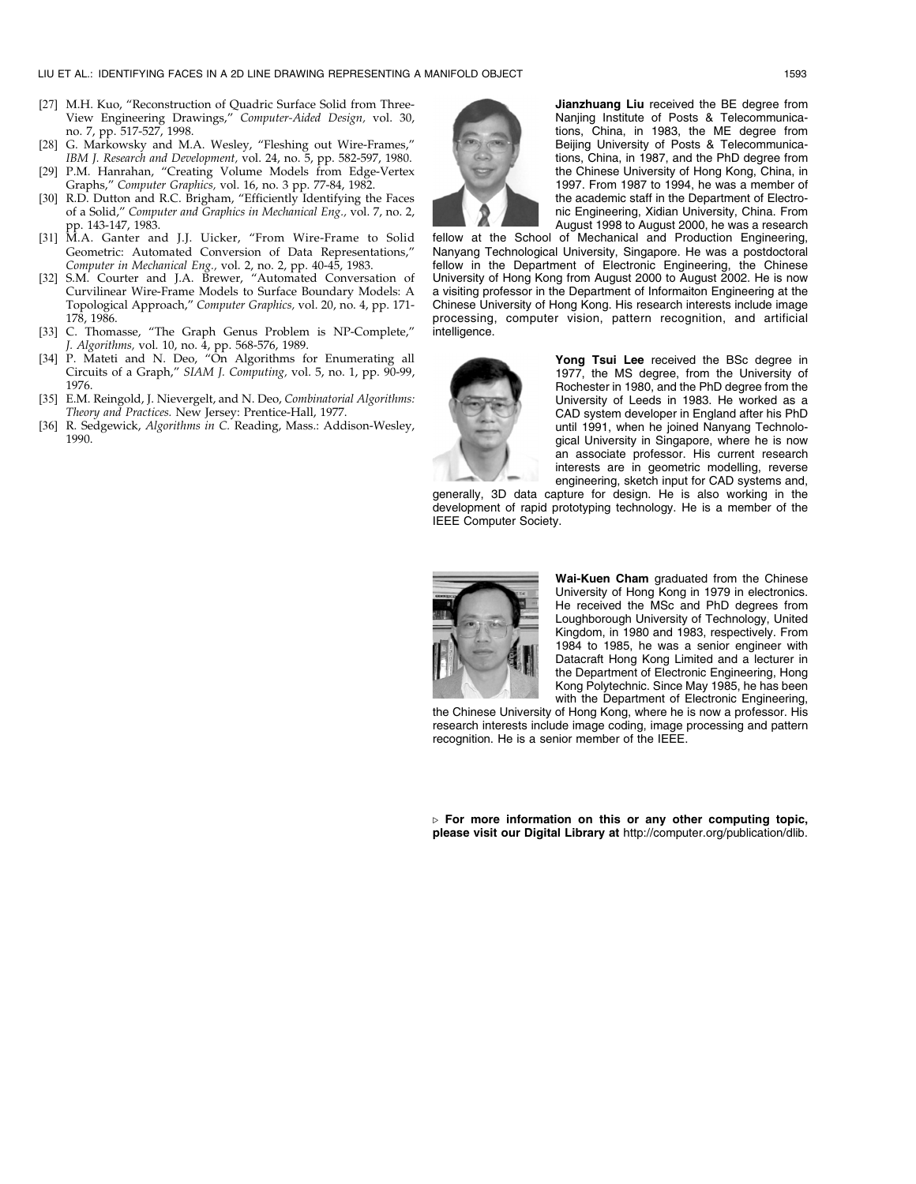[27] M.H. Kuo, "Reconstruction of Quadric Surface Solid from Three-View Engineering Drawings," *Computer-Aided Design,* vol. 30, no. 7, pp. 517-527, 1998.

[28] G. Markowsky and M.A. Wesley, "Fleshing out Wire-Frames," *IBM J. Research and Development,* vol. 24, no. 5, pp. 582-597, 1980.

[29] P.M. Hanrahan, "Creating Volume Models from Edge-Vertex Graphs," *Computer Graphics,* vol. 16, no. 3 pp. 77-84, 1982.

[30] R.D. Dutton and R.C. Brigham, "Efficiently Identifying the Faces of a Solid," *Computer and Graphics in Mechanical Eng.,* vol. 7, no. 2, pp. 143-147, 1983.

[31] M.A. Ganter and J.J. Uicker, "From Wire-Frame to Solid Geometric: Automated Conversion of Data Representations," *Computer in Mechanical Eng.,* vol. 2, no. 2, pp. 40-45, 1983.

[32] S.M. Courter and J.A. Brewer, "Automated Conversation of Curvilinear Wire-Frame Models to Surface Boundary Models: A Topological Approach," *Computer Graphics,* vol. 20, no. 4, pp. 171-178, 1986.

[33] C. Thomasse, "The Graph Genus Problem is NP-Complete," *J. Algorithms,* vol. 10, no. 4, pp. 568-576, 1989.

[34] P. Mateti and N. Deo, "On Algorithms for Enumerating all Circuits of a Graph," *SIAM J. Computing,* vol. 5, no. 1, pp. 90-99, 1976.

[35] E.M. Reingold, J. Nievergelt, and N. Deo, *Combinatorial Algorithms: Theory and Practices.* New Jersey: Prentice-Hall, 1977.

[36] R. Sedgewick, *Algorithms in C.* Reading, Mass.: Addison-Wesley, 1990.

**Jianzhuang Liu** received the BE degree from Nanjing Institute of Posts & Telecommunications, China, in 1983, the ME degree from Beijing University of Posts & Telecommunications, China, in 1987, and the PhD degree from the Chinese University of Hong Kong, China, in 1997. From 1987 to 1994, he was a member of the academic staff in the Department of Electronic Engineering, Xidian University, China. From August 1998 to August 2000, he was a research fellow at the School of Mechanical and Production Engineering, Nanyang Technological University, Singapore. He was a postdoctoral fellow in the Department of Electronic Engineering, the Chinese University of Hong Kong from August 2000 to August 2002. He is now a visiting professor in the Department of Informaiton Engineering at the Chinese University of Hong Kong. His research interests include image processing, computer vision, pattern recognition, and artificial intelligence.

**Yong Tsui Lee** received the BSc degree in 1977, the MS degree, from the University of Rochester in 1980, and the PhD degree from the University of Leeds in 1983. He worked as a CAD system developer in England after his PhD until 1991, when he joined Nanyang Technological University in Singapore, where he is now an associate professor. His current research interests are in geometric modelling, reverse engineering, sketch input for CAD systems and, generally, 3D data capture for design. He is also working in the development of rapid prototyping technology. He is a member of the IEEE Computer Society.

**Wai-Kuen Cham** graduated from the Chinese University of Hong Kong in 1979 in electronics. He received the MSc and PhD degrees from Loughborough University of Technology, United Kingdom, in 1980 and 1983, respectively. From 1984 to 1985, he was a senior engineer with Datacraft Hong Kong Limited and a lecturer in the Department of Electronic Engineering, Hong Kong Polytechnic. Since May 1985, he has been with the Department of Electronic Engineering, the Chinese University of Hong Kong, where he is now a professor. His research interests include image coding, image processing and pattern recognition. He is a senior member of the IEEE.

▷ **For more information on this or any other computing topic, please visit our Digital Library at** http://computer.org/publication/dlib.